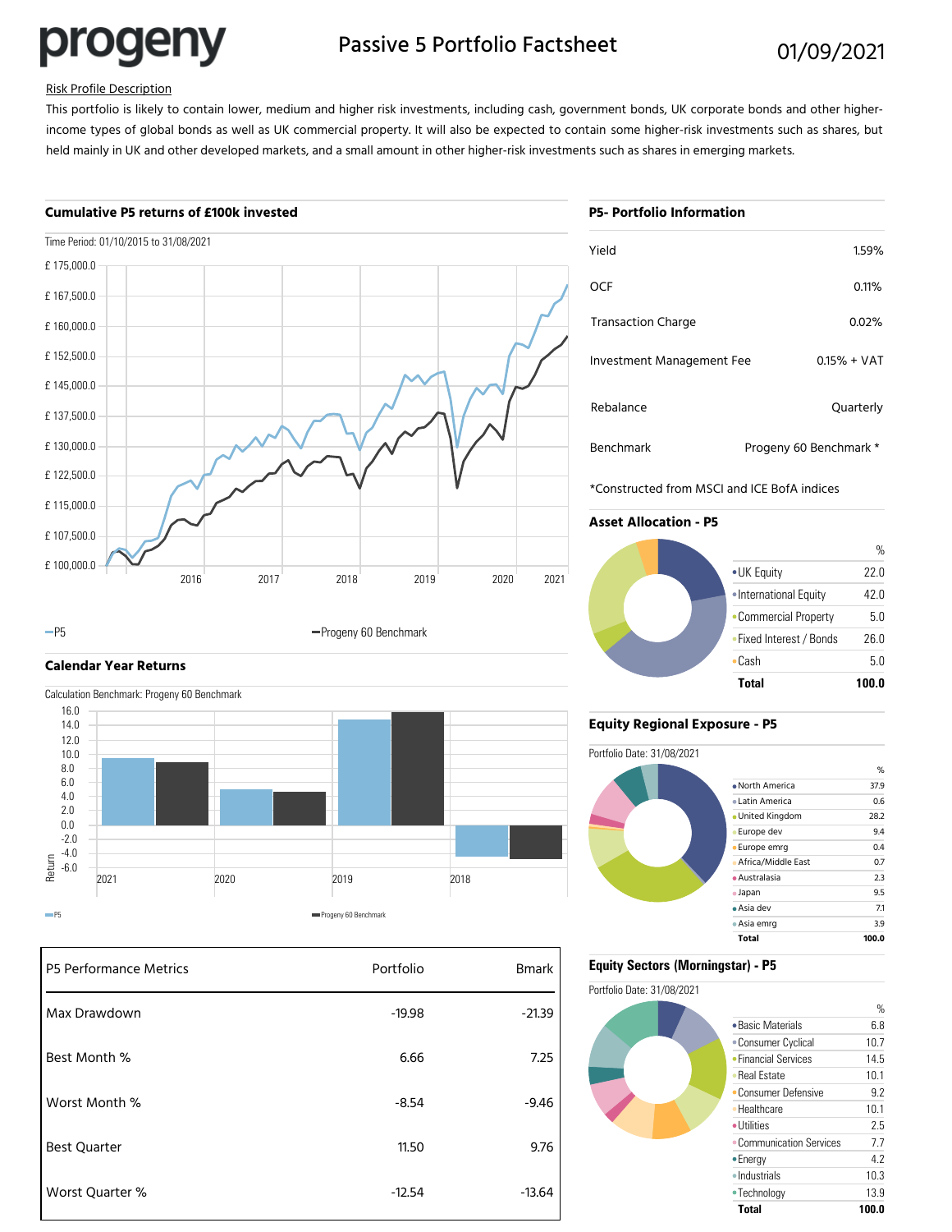progeny

# Passive 5 Portfolio Factsheet

01/09/2021

Risk Profile Description

This portfolio is likely to contain lower, medium and higher risk investments, including cash, government bonds, UK corporate bonds and other higher-income types of global bonds as well as UK commercial property. It will also be expected to contain some higher-risk investments such as shares, but held mainly in UK and other developed markets, and a small amount in other higher-risk investments such as shares in emerging markets.

## Cumulative P5 returns of £100k invested

Time Period: 01/10/2015 to 31/08/2021

—P5 —Progeny 60 Benchmark

## Calendar Year Returns

Calculation Benchmark: Progeny 60 Benchmark

P5 / Progeny 60 Benchmark

| P5 Performance Metrics | Portfolio | Bmark |
|---|---|---|
| Max Drawdown | -19.98 | -21.39 |
| Best Month % | 6.66 | 7.25 |
| Worst Month % | -8.54 | -9.46 |
| Best Quarter | 11.50 | 9.76 |
| Worst Quarter % | -12.54 | -13.64 |

## P5- Portfolio Information

| | |
|---|---|
| Yield | 1.59% |
| OCF | 0.11% |
| Transaction Charge | 0.02% |
| Investment Management Fee | 0.15% + VAT |
| Rebalance | Quarterly |
| Benchmark | Progeny 60 Benchmark * |

*Constructed from MSCI and ICE BofA indices

## Asset Allocation - P5

| | % |
|---|---|
| UK Equity | 22.0 |
| International Equity | 42.0 |
| Commercial Property | 5.0 |
| Fixed Interest / Bonds | 26.0 |
| Cash | 5.0 |
| **Total** | **100.0** |

## Equity Regional Exposure - P5

Portfolio Date: 31/08/2021

| | % |
|---|---|
| North America | 37.9 |
| Latin America | 0.6 |
| United Kingdom | 28.2 |
| Europe dev | 9.4 |
| Europe emrg | 0.4 |
| Africa/Middle East | 0.7 |
| Australasia | 2.3 |
| Japan | 9.5 |
| Asia dev | 7.1 |
| Asia emrg | 3.9 |
| **Total** | **100.0** |

## Equity Sectors (Morningstar) - P5

Portfolio Date: 31/08/2021

| | % |
|---|---|
| Basic Materials | 6.8 |
| Consumer Cyclical | 10.7 |
| Financial Services | 14.5 |
| Real Estate | 10.1 |
| Consumer Defensive | 9.2 |
| Healthcare | 10.1 |
| Utilities | 2.5 |
| Communication Services | 7.7 |
| Energy | 4.2 |
| Industrials | 10.3 |
| Technology | 13.9 |
| **Total** | **100.0** |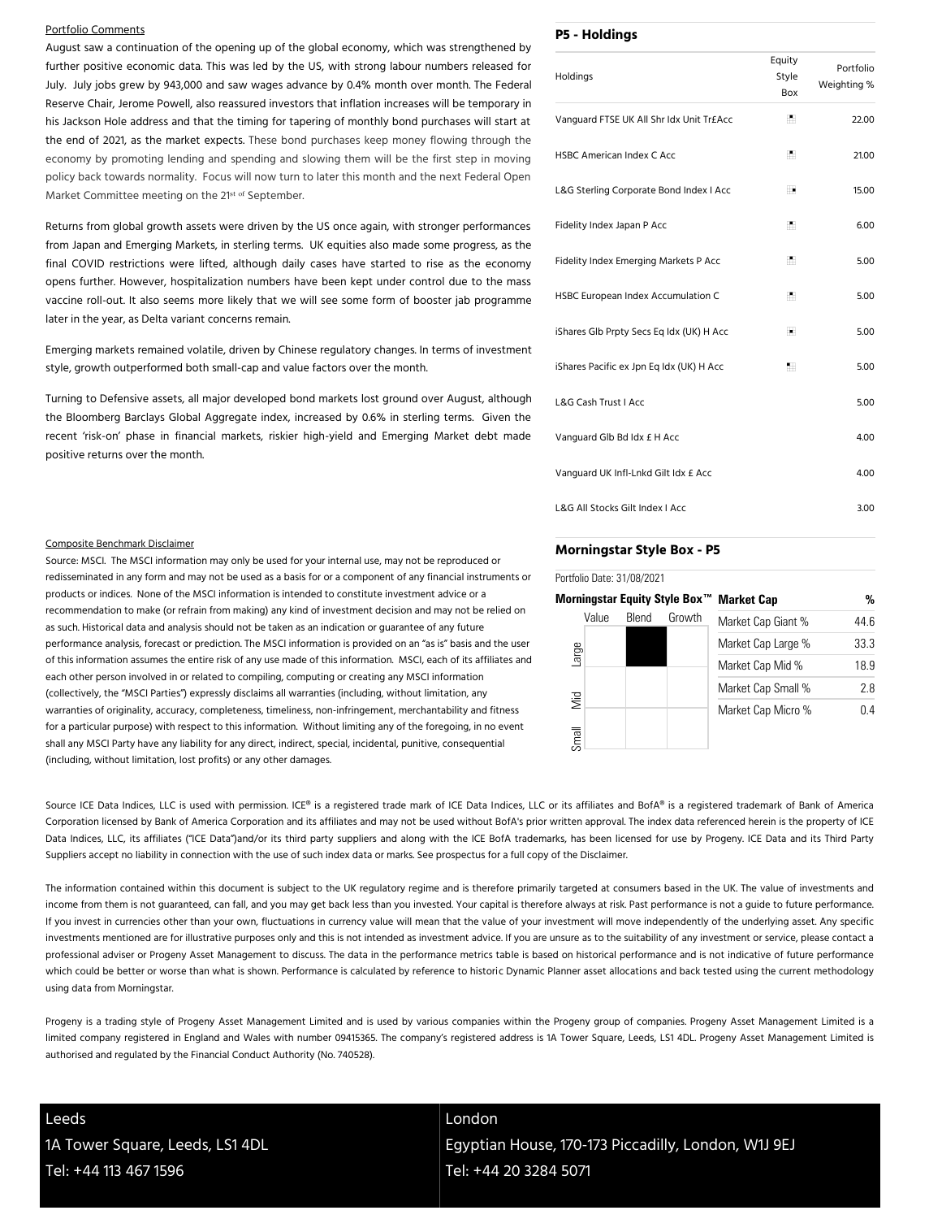Portfolio Comments

August saw a continuation of the opening up of the global economy, which was strengthened by further positive economic data. This was led by the US, with strong labour numbers released for July. July jobs grew by 943,000 and saw wages advance by 0.4% month over month. The Federal Reserve Chair, Jerome Powell, also reassured investors that inflation increases will be temporary in his Jackson Hole address and that the timing for tapering of monthly bond purchases will start at the end of 2021, as the market expects. These bond purchases keep money flowing through the economy by promoting lending and spending and slowing them will be the first step in moving policy back towards normality. Focus will now turn to later this month and the next Federal Open Market Committee meeting on the 21st of September.

Returns from global growth assets were driven by the US once again, with stronger performances from Japan and Emerging Markets, in sterling terms. UK equities also made some progress, as the final COVID restrictions were lifted, although daily cases have started to rise as the economy opens further. However, hospitalization numbers have been kept under control due to the mass vaccine roll-out. It also seems more likely that we will see some form of booster jab programme later in the year, as Delta variant concerns remain.

Emerging markets remained volatile, driven by Chinese regulatory changes. In terms of investment style, growth outperformed both small-cap and value factors over the month.

Turning to Defensive assets, all major developed bond markets lost ground over August, although the Bloomberg Barclays Global Aggregate index, increased by 0.6% in sterling terms. Given the recent 'risk-on' phase in financial markets, riskier high-yield and Emerging Market debt made positive returns over the month.

## P5 - Holdings

| Holdings | Equity Style Box | Portfolio Weighting % |
|---|---|---|
| Vanguard FTSE UK All Shr Idx Unit Tr£Acc | | 22.00 |
| HSBC American Index C Acc | | 21.00 |
| L&G Sterling Corporate Bond Index I Acc | | 15.00 |
| Fidelity Index Japan P Acc | | 6.00 |
| Fidelity Index Emerging Markets P Acc | | 5.00 |
| HSBC European Index Accumulation C | | 5.00 |
| iShares Glb Prpty Secs Eq Idx (UK) H Acc | | 5.00 |
| iShares Pacific ex Jpn Eq Idx (UK) H Acc | | 5.00 |
| L&G Cash Trust I Acc | | 5.00 |
| Vanguard Glb Bd Idx £ H Acc | | 4.00 |
| Vanguard UK Infl-Lnkd Gilt Idx £ Acc | | 4.00 |
| L&G All Stocks Gilt Index I Acc | | 3.00 |

Composite Benchmark Disclaimer

Source: MSCI. The MSCI information may only be used for your internal use, may not be reproduced or redisseminated in any form and may not be used as a basis for or a component of any financial instruments or products or indices. None of the MSCI information is intended to constitute investment advice or a recommendation to make (or refrain from making) any kind of investment decision and may not be relied on as such. Historical data and analysis should not be taken as an indication or guarantee of any future performance analysis, forecast or prediction. The MSCI information is provided on an "as is" basis and the user of this information assumes the entire risk of any use made of this information. MSCI, each of its affiliates and each other person involved in or related to compiling, computing or creating any MSCI information (collectively, the "MSCI Parties") expressly disclaims all warranties (including, without limitation, any warranties of originality, accuracy, completeness, timeliness, non-infringement, merchantability and fitness for a particular purpose) with respect to this information. Without limiting any of the foregoing, in no event shall any MSCI Party have any liability for any direct, indirect, special, incidental, punitive, consequential (including, without limitation, lost profits) or any other damages.

## Morningstar Style Box - P5

Portfolio Date: 31/08/2021

Morningstar Equity Style Box™

Value Blend Growth

Large Mid Small

| Market Cap | % |
|---|---|
| Market Cap Giant % | 44.6 |
| Market Cap Large % | 33.3 |
| Market Cap Mid % | 18.9 |
| Market Cap Small % | 2.8 |
| Market Cap Micro % | 0.4 |

Source ICE Data Indices, LLC is used with permission. ICE® is a registered trade mark of ICE Data Indices, LLC or its affiliates and BofA® is a registered trademark of Bank of America Corporation licensed by Bank of America Corporation and its affiliates and may not be used without BofA's prior written approval. The index data referenced herein is the property of ICE Data Indices, LLC, its affiliates ("ICE Data")and/or its third party suppliers and along with the ICE BofA trademarks, has been licensed for use by Progeny. ICE Data and its Third Party Suppliers accept no liability in connection with the use of such index data or marks. See prospectus for a full copy of the Disclaimer.

The information contained within this document is subject to the UK regulatory regime and is therefore primarily targeted at consumers based in the UK. The value of investments and income from them is not guaranteed, can fall, and you may get back less than you invested. Your capital is therefore always at risk. Past performance is not a guide to future performance. If you invest in currencies other than your own, fluctuations in currency value will mean that the value of your investment will move independently of the underlying asset. Any specific investments mentioned are for illustrative purposes only and this is not intended as investment advice. If you are unsure as to the suitability of any investment or service, please contact a professional adviser or Progeny Asset Management to discuss. The data in the performance metrics table is based on historical performance and is not indicative of future performance which could be better or worse than what is shown. Performance is calculated by reference to historic Dynamic Planner asset allocations and back tested using the current methodology using data from Morningstar.

Progeny is a trading style of Progeny Asset Management Limited and is used by various companies within the Progeny group of companies. Progeny Asset Management Limited is a limited company registered in England and Wales with number 09415365. The company's registered address is 1A Tower Square, Leeds, LS1 4DL. Progeny Asset Management Limited is authorised and regulated by the Financial Conduct Authority (No. 740528).

Leeds
1A Tower Square, Leeds, LS1 4DL
Tel: +44 113 467 1596

London
Egyptian House, 170-173 Piccadilly, London, W1J 9EJ
Tel: +44 20 3284 5071